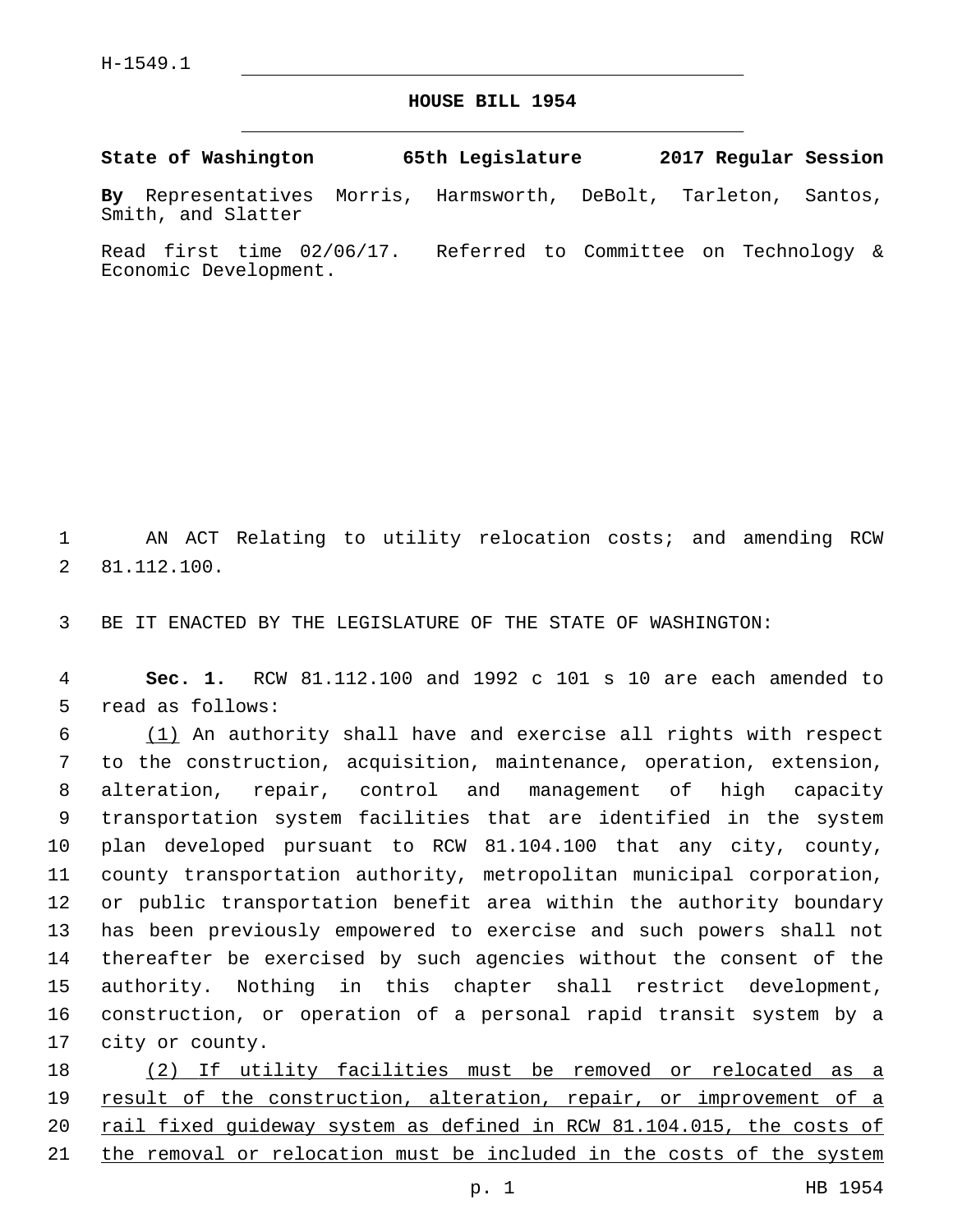H-1549.1

# HOUSE BILL 1954

**State of Washington 65th Legislature 2017 Regular Session**

**By** Representatives Morris, Harmsworth, DeBolt, Tarleton, Santos, Smith, and Slatter

Read first time 02/06/17. Referred to Committee on Technology & Economic Development.

AN ACT Relating to utility relocation costs; and amending RCW 81.112.100.

BE IT ENACTED BY THE LEGISLATURE OF THE STATE OF WASHINGTON:

**Sec. 1.** RCW 81.112.100 and 1992 c 101 s 10 are each amended to read as follows:

<u>(1)</u> An authority shall have and exercise all rights with respect to the construction, acquisition, maintenance, operation, extension, alteration, repair, control and management of high capacity transportation system facilities that are identified in the system plan developed pursuant to RCW 81.104.100 that any city, county, county transportation authority, metropolitan municipal corporation, or public transportation benefit area within the authority boundary has been previously empowered to exercise and such powers shall not thereafter be exercised by such agencies without the consent of the authority. Nothing in this chapter shall restrict development, construction, or operation of a personal rapid transit system by a city or county.

<u>(2) If utility facilities must be removed or relocated as a result of the construction, alteration, repair, or improvement of a rail fixed guideway system as defined in RCW 81.104.015, the costs of the removal or relocation must be included in the costs of the system</u>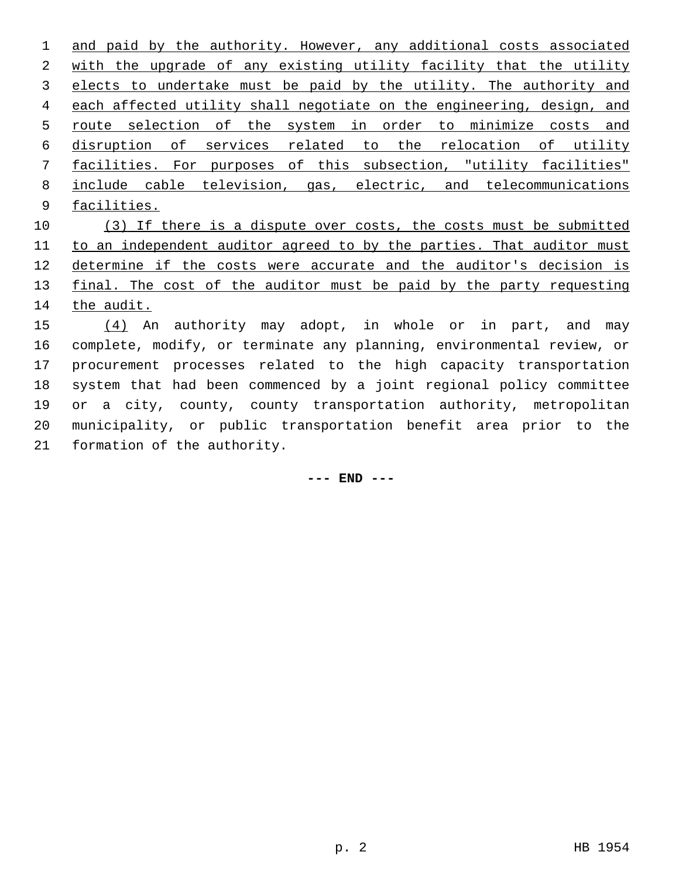and paid by the authority. However, any additional costs associated with the upgrade of any existing utility facility that the utility elects to undertake must be paid by the utility. The authority and each affected utility shall negotiate on the engineering, design, and route selection of the system in order to minimize costs and disruption of services related to the relocation of utility facilities. For purposes of this subsection, "utility facilities" include cable television, gas, electric, and telecommunications facilities.

(3) If there is a dispute over costs, the costs must be submitted to an independent auditor agreed to by the parties. That auditor must determine if the costs were accurate and the auditor's decision is final. The cost of the auditor must be paid by the party requesting the audit.

(4) An authority may adopt, in whole or in part, and may complete, modify, or terminate any planning, environmental review, or procurement processes related to the high capacity transportation system that had been commenced by a joint regional policy committee or a city, county, county transportation authority, metropolitan municipality, or public transportation benefit area prior to the formation of the authority.

**--- END ---**